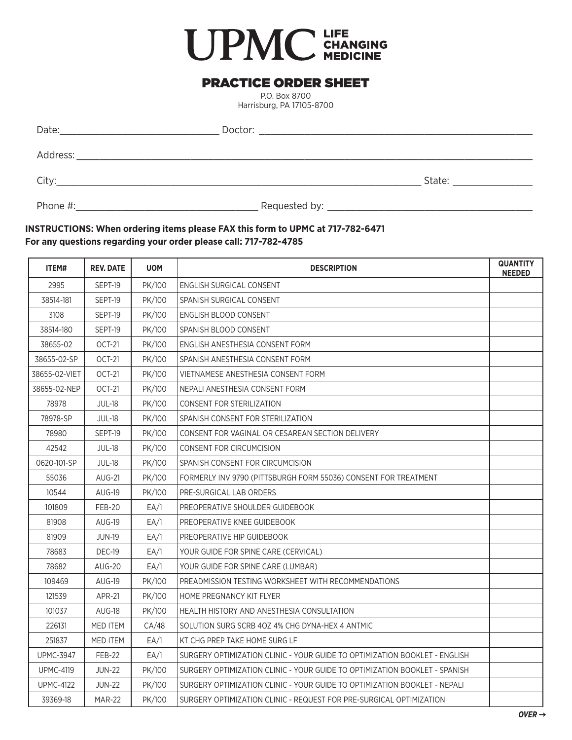# UPMC LIFE CHANGING MEDICINE

## PRACTICE ORDER SHEET

P.O. Box 8700
Harrisburg, PA 17105-8700

Date:______________________________ Doctor: ____________________________________________________

Address: ________________________________________________________________________________________

City:___________________________________________________________________________ State: _______________

Phone #:__________________________________ Requested by: ______________________________________

**INSTRUCTIONS: When ordering items please FAX this form to UPMC at 717-782-6471**
**For any questions regarding your order please call: 717-782-4785**

| ITEM# | REV. DATE | UOM | DESCRIPTION | QUANTITY NEEDED |
|---|---|---|---|---|
| 2995 | SEPT-19 | PK/100 | ENGLISH SURGICAL CONSENT | |
| 38514-181 | SEPT-19 | PK/100 | SPANISH SURGICAL CONSENT | |
| 3108 | SEPT-19 | PK/100 | ENGLISH BLOOD CONSENT | |
| 38514-180 | SEPT-19 | PK/100 | SPANISH BLOOD CONSENT | |
| 38655-02 | OCT-21 | PK/100 | ENGLISH ANESTHESIA CONSENT FORM | |
| 38655-02-SP | OCT-21 | PK/100 | SPANISH ANESTHESIA CONSENT FORM | |
| 38655-02-VIET | OCT-21 | PK/100 | VIETNAMESE ANESTHESIA CONSENT FORM | |
| 38655-02-NEP | OCT-21 | PK/100 | NEPALI ANESTHESIA CONSENT FORM | |
| 78978 | JUL-18 | PK/100 | CONSENT FOR STERILIZATION | |
| 78978-SP | JUL-18 | PK/100 | SPANISH CONSENT FOR STERILIZATION | |
| 78980 | SEPT-19 | PK/100 | CONSENT FOR VAGINAL OR CESAREAN SECTION DELIVERY | |
| 42542 | JUL-18 | PK/100 | CONSENT FOR CIRCUMCISION | |
| 0620-101-SP | JUL-18 | PK/100 | SPANISH CONSENT FOR CIRCUMCISION | |
| 55036 | AUG-21 | PK/100 | FORMERLY INV 9790 (PITTSBURGH FORM 55036) CONSENT FOR TREATMENT | |
| 10544 | AUG-19 | PK/100 | PRE-SURGICAL LAB ORDERS | |
| 101809 | FEB-20 | EA/1 | PREOPERATIVE SHOULDER GUIDEBOOK | |
| 81908 | AUG-19 | EA/1 | PREOPERATIVE KNEE GUIDEBOOK | |
| 81909 | JUN-19 | EA/1 | PREOPERATIVE HIP GUIDEBOOK | |
| 78683 | DEC-19 | EA/1 | YOUR GUIDE FOR SPINE CARE (CERVICAL) | |
| 78682 | AUG-20 | EA/1 | YOUR GUIDE FOR SPINE CARE (LUMBAR) | |
| 109469 | AUG-19 | PK/100 | PREADMISSION TESTING WORKSHEET WITH RECOMMENDATIONS | |
| 121539 | APR-21 | PK/100 | HOME PREGNANCY KIT FLYER | |
| 101037 | AUG-18 | PK/100 | HEALTH HISTORY AND ANESTHESIA CONSULTATION | |
| 226131 | MED ITEM | CA/48 | SOLUTION SURG SCRB 4OZ 4% CHG DYNA-HEX 4 ANTMIC | |
| 251837 | MED ITEM | EA/1 | KT CHG PREP TAKE HOME SURG LF | |
| UPMC-3947 | FEB-22 | EA/1 | SURGERY OPTIMIZATION CLINIC - YOUR GUIDE TO OPTIMIZATION BOOKLET - ENGLISH | |
| UPMC-4119 | JUN-22 | PK/100 | SURGERY OPTIMIZATION CLINIC - YOUR GUIDE TO OPTIMIZATION BOOKLET - SPANISH | |
| UPMC-4122 | JUN-22 | PK/100 | SURGERY OPTIMIZATION CLINIC - YOUR GUIDE TO OPTIMIZATION BOOKLET - NEPALI | |
| 39369-18 | MAR-22 | PK/100 | SURGERY OPTIMIZATION CLINIC - REQUEST FOR PRE-SURGICAL OPTIMIZATION | |

***OVER →***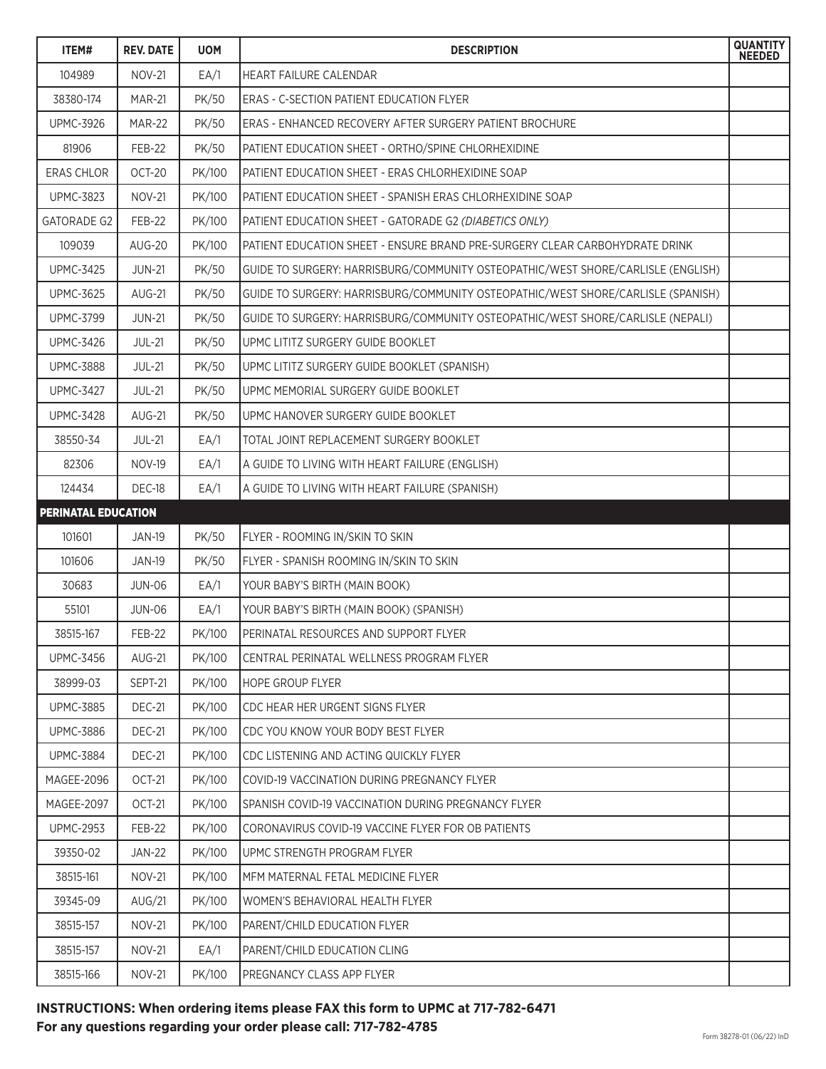| ITEM# | REV. DATE | UOM | DESCRIPTION | QUANTITY NEEDED |
|---|---|---|---|---|
| 104989 | NOV-21 | EA/1 | HEART FAILURE CALENDAR | |
| 38380-174 | MAR-21 | PK/50 | ERAS - C-SECTION PATIENT EDUCATION FLYER | |
| UPMC-3926 | MAR-22 | PK/50 | ERAS - ENHANCED RECOVERY AFTER SURGERY PATIENT BROCHURE | |
| 81906 | FEB-22 | PK/50 | PATIENT EDUCATION SHEET - ORTHO/SPINE CHLORHEXIDINE | |
| ERAS CHLOR | OCT-20 | PK/100 | PATIENT EDUCATION SHEET - ERAS CHLORHEXIDINE SOAP | |
| UPMC-3823 | NOV-21 | PK/100 | PATIENT EDUCATION SHEET - SPANISH ERAS CHLORHEXIDINE SOAP | |
| GATORADE G2 | FEB-22 | PK/100 | PATIENT EDUCATION SHEET - GATORADE G2 *(DIABETICS ONLY)* | |
| 109039 | AUG-20 | PK/100 | PATIENT EDUCATION SHEET - ENSURE BRAND PRE-SURGERY CLEAR CARBOHYDRATE DRINK | |
| UPMC-3425 | JUN-21 | PK/50 | GUIDE TO SURGERY: HARRISBURG/COMMUNITY OSTEOPATHIC/WEST SHORE/CARLISLE (ENGLISH) | |
| UPMC-3625 | AUG-21 | PK/50 | GUIDE TO SURGERY: HARRISBURG/COMMUNITY OSTEOPATHIC/WEST SHORE/CARLISLE (SPANISH) | |
| UPMC-3799 | JUN-21 | PK/50 | GUIDE TO SURGERY: HARRISBURG/COMMUNITY OSTEOPATHIC/WEST SHORE/CARLISLE (NEPALI) | |
| UPMC-3426 | JUL-21 | PK/50 | UPMC LITITZ SURGERY GUIDE BOOKLET | |
| UPMC-3888 | JUL-21 | PK/50 | UPMC LITITZ SURGERY GUIDE BOOKLET (SPANISH) | |
| UPMC-3427 | JUL-21 | PK/50 | UPMC MEMORIAL SURGERY GUIDE BOOKLET | |
| UPMC-3428 | AUG-21 | PK/50 | UPMC HANOVER SURGERY GUIDE BOOKLET | |
| 38550-34 | JUL-21 | EA/1 | TOTAL JOINT REPLACEMENT SURGERY BOOKLET | |
| 82306 | NOV-19 | EA/1 | A GUIDE TO LIVING WITH HEART FAILURE (ENGLISH) | |
| 124434 | DEC-18 | EA/1 | A GUIDE TO LIVING WITH HEART FAILURE (SPANISH) | |
| **PERINATAL EDUCATION** | | | | |
| 101601 | JAN-19 | PK/50 | FLYER - ROOMING IN/SKIN TO SKIN | |
| 101606 | JAN-19 | PK/50 | FLYER - SPANISH ROOMING IN/SKIN TO SKIN | |
| 30683 | JUN-06 | EA/1 | YOUR BABY'S BIRTH (MAIN BOOK) | |
| 55101 | JUN-06 | EA/1 | YOUR BABY'S BIRTH (MAIN BOOK) (SPANISH) | |
| 38515-167 | FEB-22 | PK/100 | PERINATAL RESOURCES AND SUPPORT FLYER | |
| UPMC-3456 | AUG-21 | PK/100 | CENTRAL PERINATAL WELLNESS PROGRAM FLYER | |
| 38999-03 | SEPT-21 | PK/100 | HOPE GROUP FLYER | |
| UPMC-3885 | DEC-21 | PK/100 | CDC HEAR HER URGENT SIGNS FLYER | |
| UPMC-3886 | DEC-21 | PK/100 | CDC YOU KNOW YOUR BODY BEST FLYER | |
| UPMC-3884 | DEC-21 | PK/100 | CDC LISTENING AND ACTING QUICKLY FLYER | |
| MAGEE-2096 | OCT-21 | PK/100 | COVID-19 VACCINATION DURING PREGNANCY FLYER | |
| MAGEE-2097 | OCT-21 | PK/100 | SPANISH COVID-19 VACCINATION DURING PREGNANCY FLYER | |
| UPMC-2953 | FEB-22 | PK/100 | CORONAVIRUS COVID-19 VACCINE FLYER FOR OB PATIENTS | |
| 39350-02 | JAN-22 | PK/100 | UPMC STRENGTH PROGRAM FLYER | |
| 38515-161 | NOV-21 | PK/100 | MFM MATERNAL FETAL MEDICINE FLYER | |
| 39345-09 | AUG/21 | PK/100 | WOMEN'S BEHAVIORAL HEALTH FLYER | |
| 38515-157 | NOV-21 | PK/100 | PARENT/CHILD EDUCATION FLYER | |
| 38515-157 | NOV-21 | EA/1 | PARENT/CHILD EDUCATION CLING | |
| 38515-166 | NOV-21 | PK/100 | PREGNANCY CLASS APP FLYER | |

**INSTRUCTIONS: When ordering items please FAX this form to UPMC at 717-782-6471**
**For any questions regarding your order please call: 717-782-4785**

Form 38278-01 (06/22) InD